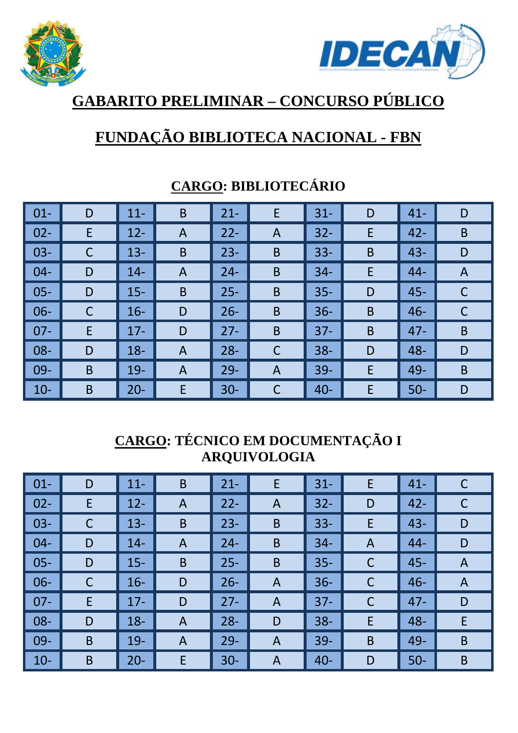# GABARITO PRELIMINAR – CONCURSO PÚBLICO

# FUNDAÇÃO BIBLIOTECA NACIONAL - FBN

## CARGO: BIBLIOTECÁRIO

| | | | | | | | | | |
|---|---|---|---|---|---|---|---|---|---|
| 01- | D | 11- | B | 21- | E | 31- | D | 41- | D |
| 02- | E | 12- | A | 22- | A | 32- | E | 42- | B |
| 03- | C | 13- | B | 23- | B | 33- | B | 43- | D |
| 04- | D | 14- | A | 24- | B | 34- | E | 44- | A |
| 05- | D | 15- | B | 25- | B | 35- | D | 45- | C |
| 06- | C | 16- | D | 26- | B | 36- | B | 46- | C |
| 07- | E | 17- | D | 27- | B | 37- | B | 47- | B |
| 08- | D | 18- | A | 28- | C | 38- | D | 48- | D |
| 09- | B | 19- | A | 29- | A | 39- | E | 49- | B |
| 10- | B | 20- | E | 30- | C | 40- | E | 50- | D |

## CARGO: TÉCNICO EM DOCUMENTAÇÃO I ARQUIVOLOGIA

| | | | | | | | | | |
|---|---|---|---|---|---|---|---|---|---|
| 01- | D | 11- | B | 21- | E | 31- | E | 41- | C |
| 02- | E | 12- | A | 22- | A | 32- | D | 42- | C |
| 03- | C | 13- | B | 23- | B | 33- | E | 43- | D |
| 04- | D | 14- | A | 24- | B | 34- | A | 44- | D |
| 05- | D | 15- | B | 25- | B | 35- | C | 45- | A |
| 06- | C | 16- | D | 26- | A | 36- | C | 46- | A |
| 07- | E | 17- | D | 27- | A | 37- | C | 47- | D |
| 08- | D | 18- | A | 28- | D | 38- | E | 48- | E |
| 09- | B | 19- | A | 29- | A | 39- | B | 49- | B |
| 10- | B | 20- | E | 30- | A | 40- | D | 50- | B |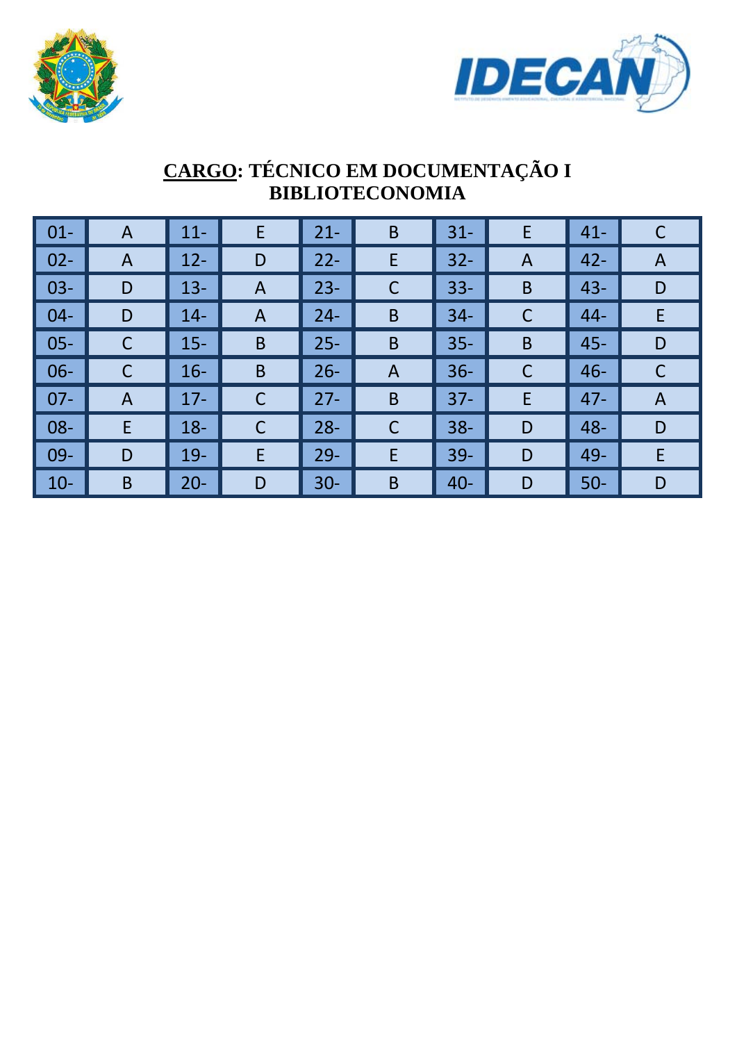**CARGO: TÉCNICO EM DOCUMENTAÇÃO I BIBLIOTECONOMIA**

| | | | | | | | | | |
|---|---|---|---|---|---|---|---|---|---|
| 01- | A | 11- | E | 21- | B | 31- | E | 41- | C |
| 02- | A | 12- | D | 22- | E | 32- | A | 42- | A |
| 03- | D | 13- | A | 23- | C | 33- | B | 43- | D |
| 04- | D | 14- | A | 24- | B | 34- | C | 44- | E |
| 05- | C | 15- | B | 25- | B | 35- | B | 45- | D |
| 06- | C | 16- | B | 26- | A | 36- | C | 46- | C |
| 07- | A | 17- | C | 27- | B | 37- | E | 47- | A |
| 08- | E | 18- | C | 28- | C | 38- | D | 48- | D |
| 09- | D | 19- | E | 29- | E | 39- | D | 49- | E |
| 10- | B | 20- | D | 30- | B | 40- | D | 50- | D |